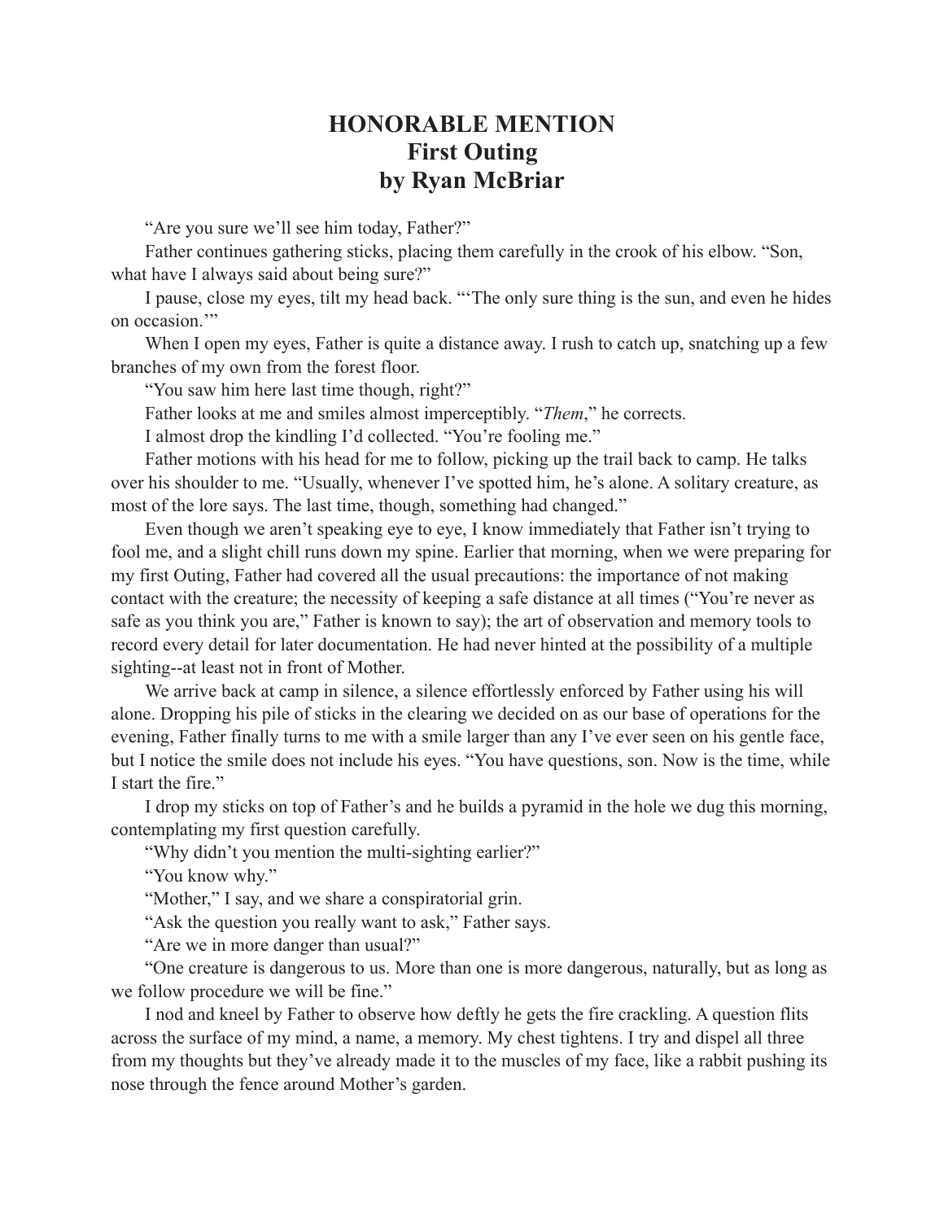# HONORABLE MENTION
## First Outing
## by Ryan McBriar

"Are you sure we'll see him today, Father?"

Father continues gathering sticks, placing them carefully in the crook of his elbow. "Son, what have I always said about being sure?"

I pause, close my eyes, tilt my head back. "'The only sure thing is the sun, and even he hides on occasion.'"

When I open my eyes, Father is quite a distance away. I rush to catch up, snatching up a few branches of my own from the forest floor.

"You saw him here last time though, right?"

Father looks at me and smiles almost imperceptibly. "*Them*," he corrects.

I almost drop the kindling I'd collected. "You're fooling me."

Father motions with his head for me to follow, picking up the trail back to camp. He talks over his shoulder to me. "Usually, whenever I've spotted him, he's alone. A solitary creature, as most of the lore says. The last time, though, something had changed."

Even though we aren't speaking eye to eye, I know immediately that Father isn't trying to fool me, and a slight chill runs down my spine. Earlier that morning, when we were preparing for my first Outing, Father had covered all the usual precautions: the importance of not making contact with the creature; the necessity of keeping a safe distance at all times ("You're never as safe as you think you are," Father is known to say); the art of observation and memory tools to record every detail for later documentation. He had never hinted at the possibility of a multiple sighting--at least not in front of Mother.

We arrive back at camp in silence, a silence effortlessly enforced by Father using his will alone. Dropping his pile of sticks in the clearing we decided on as our base of operations for the evening, Father finally turns to me with a smile larger than any I've ever seen on his gentle face, but I notice the smile does not include his eyes. "You have questions, son. Now is the time, while I start the fire."

I drop my sticks on top of Father's and he builds a pyramid in the hole we dug this morning, contemplating my first question carefully.

"Why didn't you mention the multi-sighting earlier?"

"You know why."

"Mother," I say, and we share a conspiratorial grin.

"Ask the question you really want to ask," Father says.

"Are we in more danger than usual?"

"One creature is dangerous to us. More than one is more dangerous, naturally, but as long as we follow procedure we will be fine."

I nod and kneel by Father to observe how deftly he gets the fire crackling. A question flits across the surface of my mind, a name, a memory. My chest tightens. I try and dispel all three from my thoughts but they've already made it to the muscles of my face, like a rabbit pushing its nose through the fence around Mother's garden.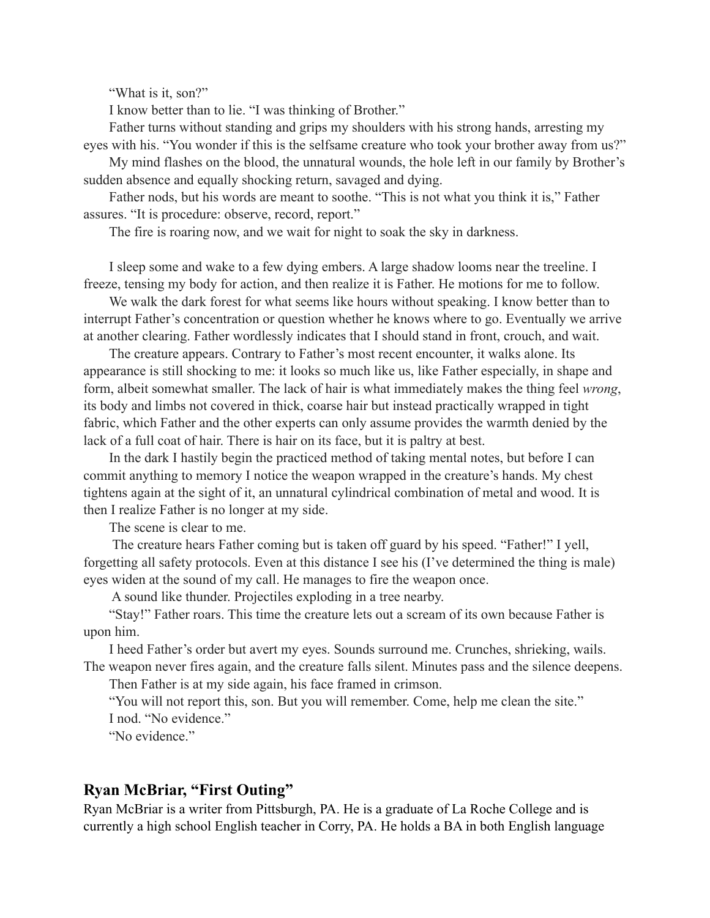"What is it, son?"

I know better than to lie. "I was thinking of Brother."

Father turns without standing and grips my shoulders with his strong hands, arresting my eyes with his. "You wonder if this is the selfsame creature who took your brother away from us?"

My mind flashes on the blood, the unnatural wounds, the hole left in our family by Brother's sudden absence and equally shocking return, savaged and dying.

Father nods, but his words are meant to soothe. "This is not what you think it is," Father assures. "It is procedure: observe, record, report."

The fire is roaring now, and we wait for night to soak the sky in darkness.

I sleep some and wake to a few dying embers. A large shadow looms near the treeline. I freeze, tensing my body for action, and then realize it is Father. He motions for me to follow.

We walk the dark forest for what seems like hours without speaking. I know better than to interrupt Father's concentration or question whether he knows where to go. Eventually we arrive at another clearing. Father wordlessly indicates that I should stand in front, crouch, and wait.

The creature appears. Contrary to Father's most recent encounter, it walks alone. Its appearance is still shocking to me: it looks so much like us, like Father especially, in shape and form, albeit somewhat smaller. The lack of hair is what immediately makes the thing feel *wrong*, its body and limbs not covered in thick, coarse hair but instead practically wrapped in tight fabric, which Father and the other experts can only assume provides the warmth denied by the lack of a full coat of hair. There is hair on its face, but it is paltry at best.

In the dark I hastily begin the practiced method of taking mental notes, but before I can commit anything to memory I notice the weapon wrapped in the creature's hands. My chest tightens again at the sight of it, an unnatural cylindrical combination of metal and wood. It is then I realize Father is no longer at my side.

The scene is clear to me.

The creature hears Father coming but is taken off guard by his speed. "Father!" I yell, forgetting all safety protocols. Even at this distance I see his (I've determined the thing is male) eyes widen at the sound of my call. He manages to fire the weapon once.

A sound like thunder. Projectiles exploding in a tree nearby.

"Stay!" Father roars. This time the creature lets out a scream of its own because Father is upon him.

I heed Father's order but avert my eyes. Sounds surround me. Crunches, shrieking, wails. The weapon never fires again, and the creature falls silent. Minutes pass and the silence deepens.

Then Father is at my side again, his face framed in crimson.

"You will not report this, son. But you will remember. Come, help me clean the site."

I nod. "No evidence."

"No evidence."

## Ryan McBriar, "First Outing"

Ryan McBriar is a writer from Pittsburgh, PA. He is a graduate of La Roche College and is currently a high school English teacher in Corry, PA. He holds a BA in both English language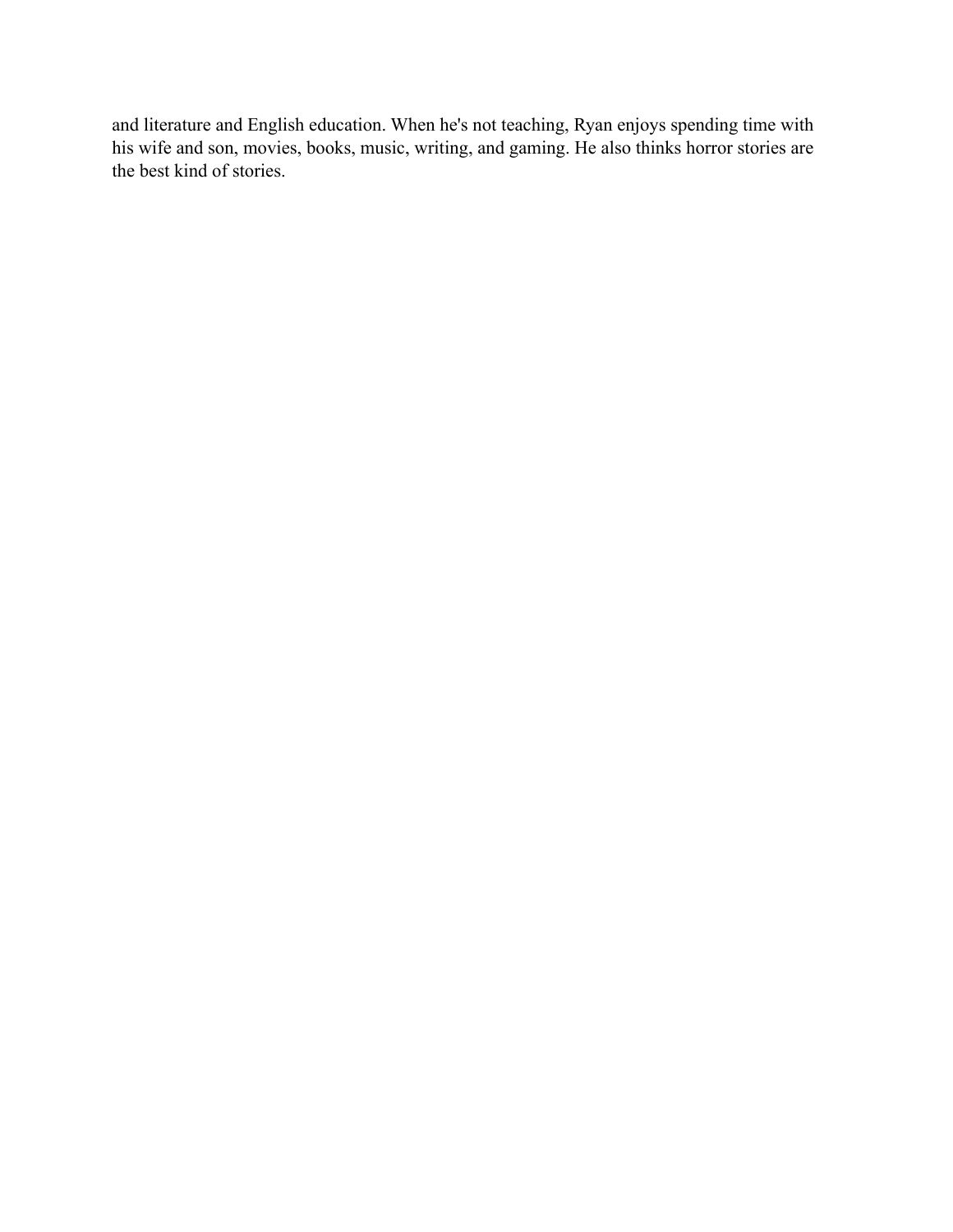and literature and English education. When he's not teaching, Ryan enjoys spending time with his wife and son, movies, books, music, writing, and gaming. He also thinks horror stories are the best kind of stories.